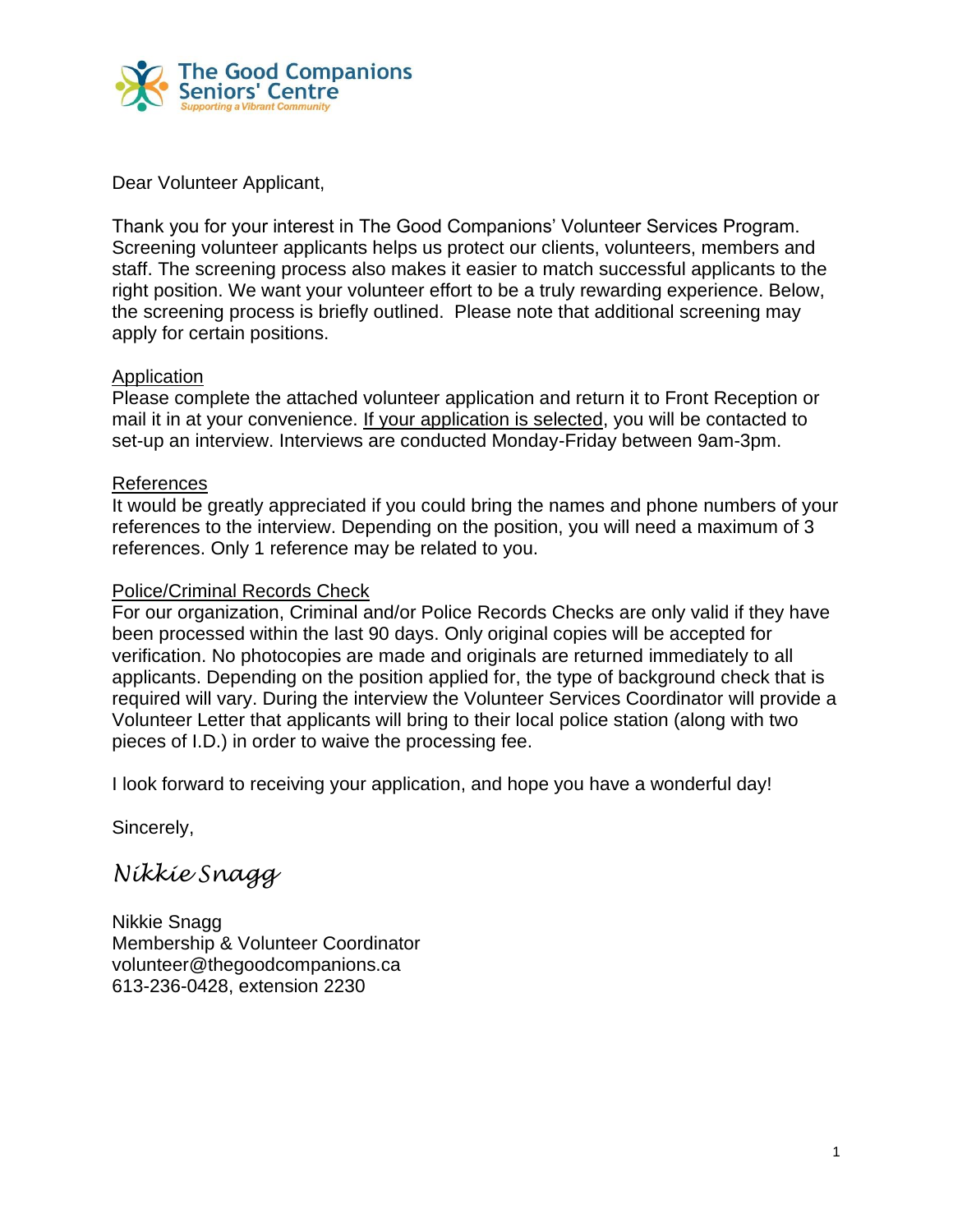The Good Companions Seniors' Centre
*Supporting a Vibrant Community*

Dear Volunteer Applicant,

Thank you for your interest in The Good Companions' Volunteer Services Program. Screening volunteer applicants helps us protect our clients, volunteers, members and staff. The screening process also makes it easier to match successful applicants to the right position. We want your volunteer effort to be a truly rewarding experience. Below, the screening process is briefly outlined. Please note that additional screening may apply for certain positions.

<u>Application</u>

Please complete the attached volunteer application and return it to Front Reception or mail it in at your convenience. <u>If your application is selected</u>, you will be contacted to set-up an interview. Interviews are conducted Monday-Friday between 9am-3pm.

<u>References</u>

It would be greatly appreciated if you could bring the names and phone numbers of your references to the interview. Depending on the position, you will need a maximum of 3 references. Only 1 reference may be related to you.

<u>Police/Criminal Records Check</u>

For our organization, Criminal and/or Police Records Checks are only valid if they have been processed within the last 90 days. Only original copies will be accepted for verification. No photocopies are made and originals are returned immediately to all applicants. Depending on the position applied for, the type of background check that is required will vary. During the interview the Volunteer Services Coordinator will provide a Volunteer Letter that applicants will bring to their local police station (along with two pieces of I.D.) in order to waive the processing fee.

I look forward to receiving your application, and hope you have a wonderful day!

Sincerely,

*Nikkie Snagg*

Nikkie Snagg
Membership & Volunteer Coordinator
volunteer@thegoodcompanions.ca
613-236-0428, extension 2230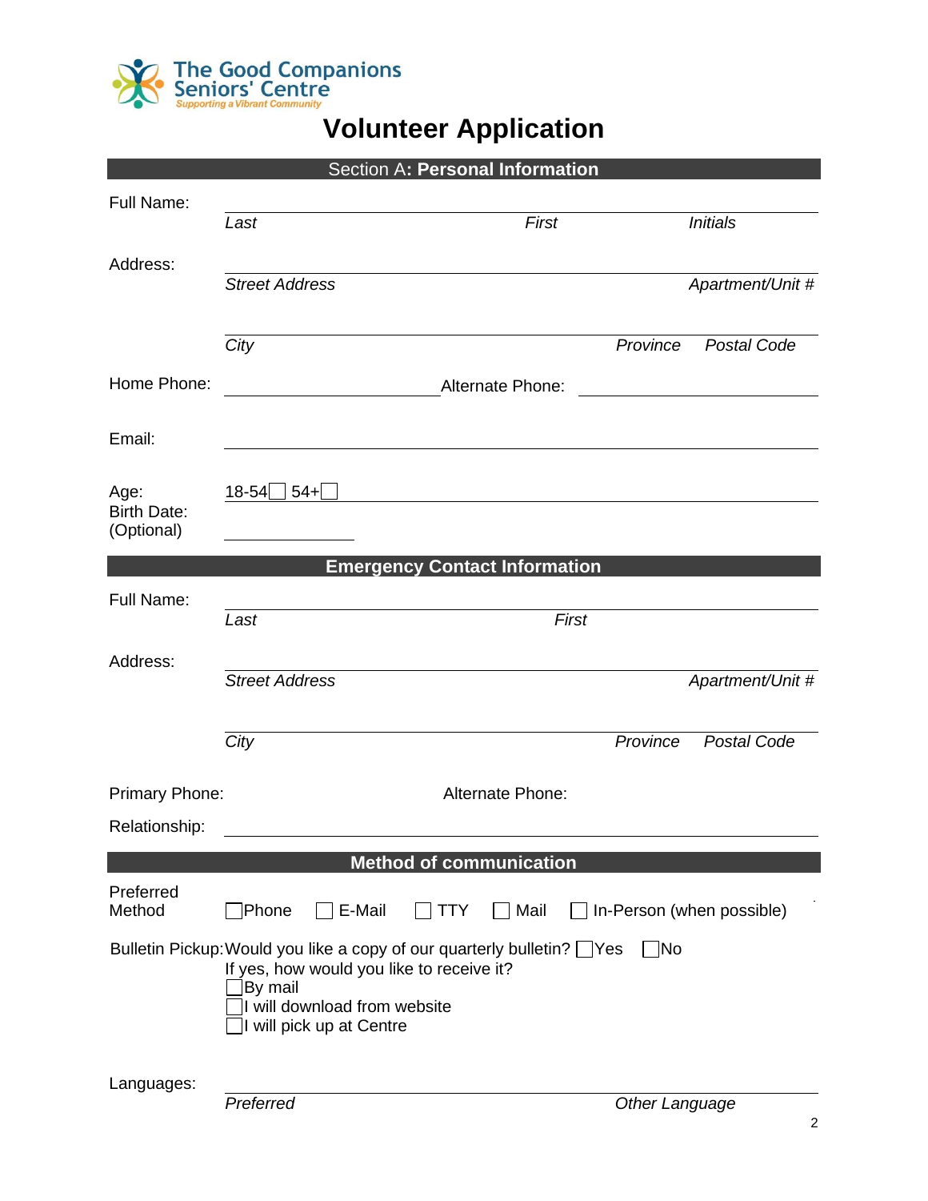The Good Companions Seniors' Centre
*Supporting a Vibrant Community*

# Volunteer Application

## Section A: Personal Information

Full Name: ______________________________________________
*Last* *First* *Initials*

Address: ______________________________________________
*Street Address* *Apartment/Unit #*

______________________________________________
*City* *Province* *Postal Code*

Home Phone: ____________________ Alternate Phone: ____________________

Email: ______________________________________________

Age: 18-54☐ 54+☐ ______________________________________________

Birth Date:
(Optional) ____________________

## Emergency Contact Information

Full Name: ______________________________________________
*Last* *First*

Address: ______________________________________________
*Street Address* *Apartment/Unit #*

______________________________________________
*City* *Province* *Postal Code*

Primary Phone: Alternate Phone:

Relationship: ______________________________________________

## Method of communication

Preferred Method ☐Phone ☐ E-Mail ☐ TTY ☐ Mail ☐ In-Person (when possible)

Bulletin Pickup: Would you like a copy of our quarterly bulletin? ☐Yes ☐No

If yes, how would you like to receive it?

☐By mail

☐I will download from website

☐I will pick up at Centre

Languages: ______________________________________________
*Preferred* *Other Language*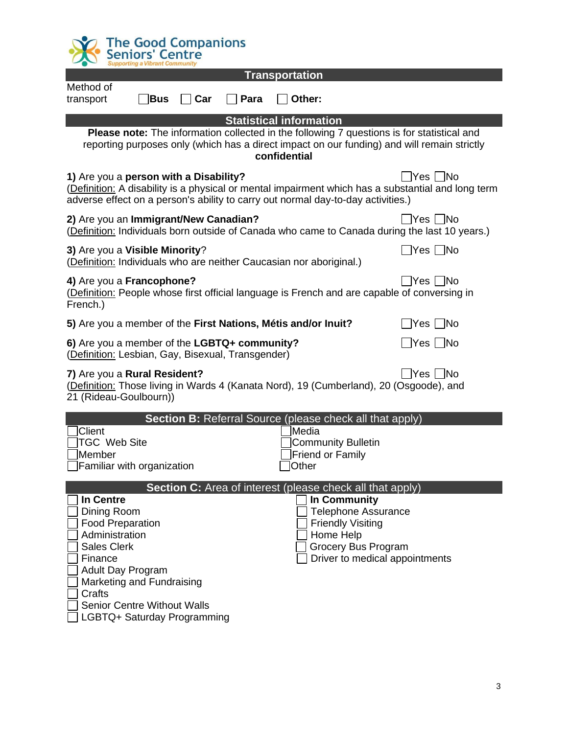The Good Companions Seniors' Centre
*Supporting a Vibrant Community*

## Transportation

Method of transport ☐ **Bus** ☐ **Car** ☐ **Para** ☐ **Other:**

## Statistical information

**Please note:** The information collected in the following 7 questions is for statistical and reporting purposes only (which has a direct impact on our funding) and will remain strictly **confidential**

**1)** Are you a **person with a Disability?** ☐Yes ☐No
(Definition: A disability is a physical or mental impairment which has a substantial and long term adverse effect on a person's ability to carry out normal day-to-day activities.)

**2)** Are you an **Immigrant/New Canadian?** ☐Yes ☐No
(Definition: Individuals born outside of Canada who came to Canada during the last 10 years.)

**3)** Are you a **Visible Minority**? ☐Yes ☐No
(Definition: Individuals who are neither Caucasian nor aboriginal.)

**4)** Are you a **Francophone?** ☐Yes ☐No
(Definition: People whose first official language is French and are capable of conversing in French.)

**5)** Are you a member of the **First Nations, Métis and/or Inuit?** ☐Yes ☐No

**6)** Are you a member of the **LGBTQ+ community?** ☐Yes ☐No
(Definition: Lesbian, Gay, Bisexual, Transgender)

**7)** Are you a **Rural Resident?** ☐Yes ☐No
(Definition: Those living in Wards 4 (Kanata Nord), 19 (Cumberland), 20 (Osgoode), and 21 (Rideau-Goulbourn))

## Section B: Referral Source (please check all that apply)

- ☐ Client
- ☐ TGC Web Site
- ☐ Member
- ☐ Familiar with organization
- ☐ Media
- ☐ Community Bulletin
- ☐ Friend or Family
- ☐ Other

## Section C: Area of interest (please check all that apply)

- ☐ **In Centre**
- ☐ Dining Room
- ☐ Food Preparation
- ☐ Administration
- ☐ Sales Clerk
- ☐ Finance
- ☐ Adult Day Program
- ☐ Marketing and Fundraising
- ☐ Crafts
- ☐ Senior Centre Without Walls
- ☐ LGBTQ+ Saturday Programming

- ☐ **In Community**
- ☐ Telephone Assurance
- ☐ Friendly Visiting
- ☐ Home Help
- ☐ Grocery Bus Program
- ☐ Driver to medical appointments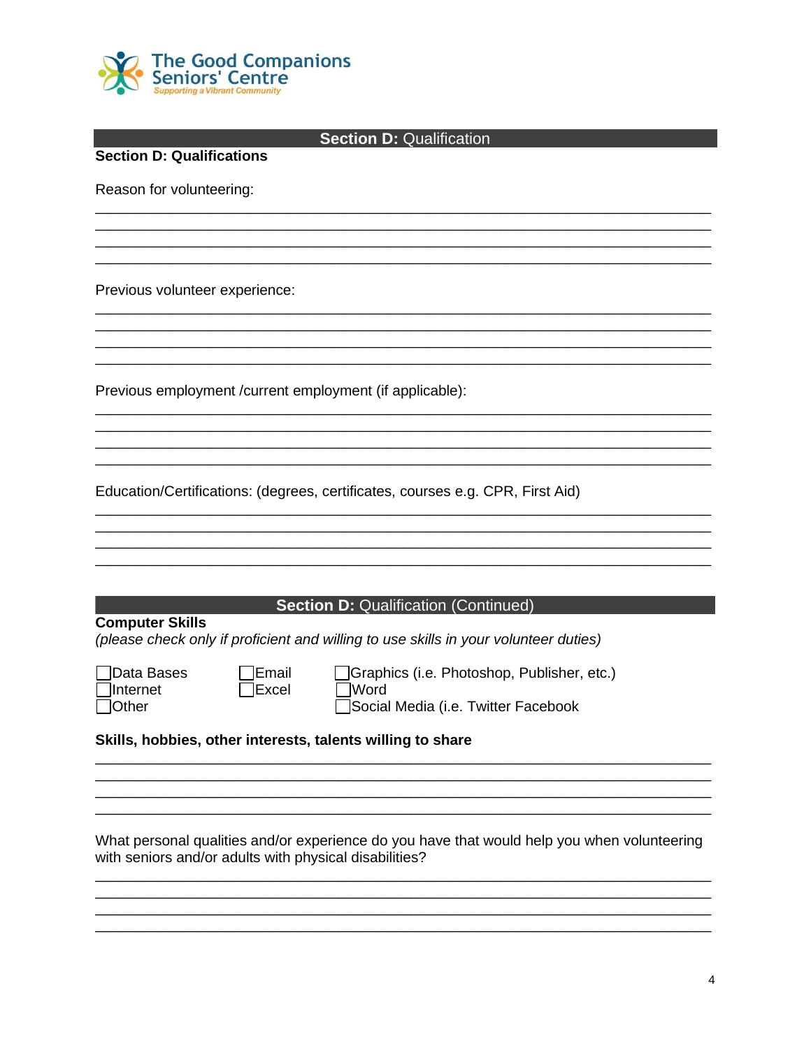The Good Companions Seniors' Centre
*Supporting a Vibrant Community*

## **Section D:** Qualification

**Section D: Qualifications**

Reason for volunteering:

\_\_\_\_\_\_\_\_\_\_\_\_\_\_\_\_\_\_\_\_\_\_\_\_\_\_\_\_\_\_\_\_\_\_\_\_\_\_\_\_\_\_\_\_\_\_\_\_\_\_\_\_\_\_\_\_\_\_\_\_\_\_\_\_\_\_\_\_\_\_\_\_
\_\_\_\_\_\_\_\_\_\_\_\_\_\_\_\_\_\_\_\_\_\_\_\_\_\_\_\_\_\_\_\_\_\_\_\_\_\_\_\_\_\_\_\_\_\_\_\_\_\_\_\_\_\_\_\_\_\_\_\_\_\_\_\_\_\_\_\_\_\_\_\_
\_\_\_\_\_\_\_\_\_\_\_\_\_\_\_\_\_\_\_\_\_\_\_\_\_\_\_\_\_\_\_\_\_\_\_\_\_\_\_\_\_\_\_\_\_\_\_\_\_\_\_\_\_\_\_\_\_\_\_\_\_\_\_\_\_\_\_\_\_\_\_\_
\_\_\_\_\_\_\_\_\_\_\_\_\_\_\_\_\_\_\_\_\_\_\_\_\_\_\_\_\_\_\_\_\_\_\_\_\_\_\_\_\_\_\_\_\_\_\_\_\_\_\_\_\_\_\_\_\_\_\_\_\_\_\_\_\_\_\_\_\_\_\_\_

Previous volunteer experience:

\_\_\_\_\_\_\_\_\_\_\_\_\_\_\_\_\_\_\_\_\_\_\_\_\_\_\_\_\_\_\_\_\_\_\_\_\_\_\_\_\_\_\_\_\_\_\_\_\_\_\_\_\_\_\_\_\_\_\_\_\_\_\_\_\_\_\_\_\_\_\_\_
\_\_\_\_\_\_\_\_\_\_\_\_\_\_\_\_\_\_\_\_\_\_\_\_\_\_\_\_\_\_\_\_\_\_\_\_\_\_\_\_\_\_\_\_\_\_\_\_\_\_\_\_\_\_\_\_\_\_\_\_\_\_\_\_\_\_\_\_\_\_\_\_
\_\_\_\_\_\_\_\_\_\_\_\_\_\_\_\_\_\_\_\_\_\_\_\_\_\_\_\_\_\_\_\_\_\_\_\_\_\_\_\_\_\_\_\_\_\_\_\_\_\_\_\_\_\_\_\_\_\_\_\_\_\_\_\_\_\_\_\_\_\_\_\_
\_\_\_\_\_\_\_\_\_\_\_\_\_\_\_\_\_\_\_\_\_\_\_\_\_\_\_\_\_\_\_\_\_\_\_\_\_\_\_\_\_\_\_\_\_\_\_\_\_\_\_\_\_\_\_\_\_\_\_\_\_\_\_\_\_\_\_\_\_\_\_\_

Previous employment /current employment (if applicable):

\_\_\_\_\_\_\_\_\_\_\_\_\_\_\_\_\_\_\_\_\_\_\_\_\_\_\_\_\_\_\_\_\_\_\_\_\_\_\_\_\_\_\_\_\_\_\_\_\_\_\_\_\_\_\_\_\_\_\_\_\_\_\_\_\_\_\_\_\_\_\_\_
\_\_\_\_\_\_\_\_\_\_\_\_\_\_\_\_\_\_\_\_\_\_\_\_\_\_\_\_\_\_\_\_\_\_\_\_\_\_\_\_\_\_\_\_\_\_\_\_\_\_\_\_\_\_\_\_\_\_\_\_\_\_\_\_\_\_\_\_\_\_\_\_
\_\_\_\_\_\_\_\_\_\_\_\_\_\_\_\_\_\_\_\_\_\_\_\_\_\_\_\_\_\_\_\_\_\_\_\_\_\_\_\_\_\_\_\_\_\_\_\_\_\_\_\_\_\_\_\_\_\_\_\_\_\_\_\_\_\_\_\_\_\_\_\_
\_\_\_\_\_\_\_\_\_\_\_\_\_\_\_\_\_\_\_\_\_\_\_\_\_\_\_\_\_\_\_\_\_\_\_\_\_\_\_\_\_\_\_\_\_\_\_\_\_\_\_\_\_\_\_\_\_\_\_\_\_\_\_\_\_\_\_\_\_\_\_\_

Education/Certifications: (degrees, certificates, courses e.g. CPR, First Aid)

\_\_\_\_\_\_\_\_\_\_\_\_\_\_\_\_\_\_\_\_\_\_\_\_\_\_\_\_\_\_\_\_\_\_\_\_\_\_\_\_\_\_\_\_\_\_\_\_\_\_\_\_\_\_\_\_\_\_\_\_\_\_\_\_\_\_\_\_\_\_\_\_
\_\_\_\_\_\_\_\_\_\_\_\_\_\_\_\_\_\_\_\_\_\_\_\_\_\_\_\_\_\_\_\_\_\_\_\_\_\_\_\_\_\_\_\_\_\_\_\_\_\_\_\_\_\_\_\_\_\_\_\_\_\_\_\_\_\_\_\_\_\_\_\_
\_\_\_\_\_\_\_\_\_\_\_\_\_\_\_\_\_\_\_\_\_\_\_\_\_\_\_\_\_\_\_\_\_\_\_\_\_\_\_\_\_\_\_\_\_\_\_\_\_\_\_\_\_\_\_\_\_\_\_\_\_\_\_\_\_\_\_\_\_\_\_\_
\_\_\_\_\_\_\_\_\_\_\_\_\_\_\_\_\_\_\_\_\_\_\_\_\_\_\_\_\_\_\_\_\_\_\_\_\_\_\_\_\_\_\_\_\_\_\_\_\_\_\_\_\_\_\_\_\_\_\_\_\_\_\_\_\_\_\_\_\_\_\_\_

## **Section D:** Qualification (Continued)

**Computer Skills**
*(please check only if proficient and willing to use skills in your volunteer duties)*

- ☐ Data Bases
- ☐ Internet
- ☐ Other
- ☐ Email
- ☐ Excel
- ☐ Graphics (i.e. Photoshop, Publisher, etc.)
- ☐ Word
- ☐ Social Media (i.e. Twitter Facebook

**Skills, hobbies, other interests, talents willing to share**

\_\_\_\_\_\_\_\_\_\_\_\_\_\_\_\_\_\_\_\_\_\_\_\_\_\_\_\_\_\_\_\_\_\_\_\_\_\_\_\_\_\_\_\_\_\_\_\_\_\_\_\_\_\_\_\_\_\_\_\_\_\_\_\_\_\_\_\_\_\_\_\_
\_\_\_\_\_\_\_\_\_\_\_\_\_\_\_\_\_\_\_\_\_\_\_\_\_\_\_\_\_\_\_\_\_\_\_\_\_\_\_\_\_\_\_\_\_\_\_\_\_\_\_\_\_\_\_\_\_\_\_\_\_\_\_\_\_\_\_\_\_\_\_\_
\_\_\_\_\_\_\_\_\_\_\_\_\_\_\_\_\_\_\_\_\_\_\_\_\_\_\_\_\_\_\_\_\_\_\_\_\_\_\_\_\_\_\_\_\_\_\_\_\_\_\_\_\_\_\_\_\_\_\_\_\_\_\_\_\_\_\_\_\_\_\_\_
\_\_\_\_\_\_\_\_\_\_\_\_\_\_\_\_\_\_\_\_\_\_\_\_\_\_\_\_\_\_\_\_\_\_\_\_\_\_\_\_\_\_\_\_\_\_\_\_\_\_\_\_\_\_\_\_\_\_\_\_\_\_\_\_\_\_\_\_\_\_\_\_

What personal qualities and/or experience do you have that would help you when volunteering with seniors and/or adults with physical disabilities?

\_\_\_\_\_\_\_\_\_\_\_\_\_\_\_\_\_\_\_\_\_\_\_\_\_\_\_\_\_\_\_\_\_\_\_\_\_\_\_\_\_\_\_\_\_\_\_\_\_\_\_\_\_\_\_\_\_\_\_\_\_\_\_\_\_\_\_\_\_\_\_\_
\_\_\_\_\_\_\_\_\_\_\_\_\_\_\_\_\_\_\_\_\_\_\_\_\_\_\_\_\_\_\_\_\_\_\_\_\_\_\_\_\_\_\_\_\_\_\_\_\_\_\_\_\_\_\_\_\_\_\_\_\_\_\_\_\_\_\_\_\_\_\_\_
\_\_\_\_\_\_\_\_\_\_\_\_\_\_\_\_\_\_\_\_\_\_\_\_\_\_\_\_\_\_\_\_\_\_\_\_\_\_\_\_\_\_\_\_\_\_\_\_\_\_\_\_\_\_\_\_\_\_\_\_\_\_\_\_\_\_\_\_\_\_\_\_
\_\_\_\_\_\_\_\_\_\_\_\_\_\_\_\_\_\_\_\_\_\_\_\_\_\_\_\_\_\_\_\_\_\_\_\_\_\_\_\_\_\_\_\_\_\_\_\_\_\_\_\_\_\_\_\_\_\_\_\_\_\_\_\_\_\_\_\_\_\_\_\_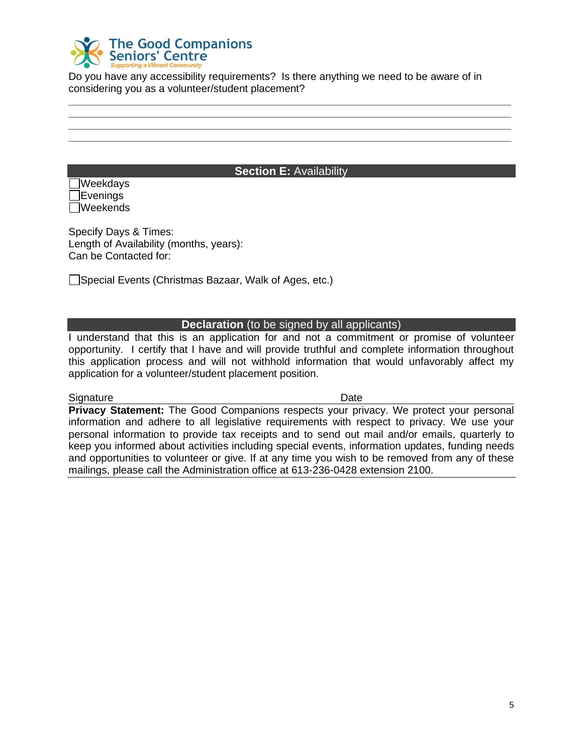The Good Companions Seniors' Centre
*Supporting a Vibrant Community*

Do you have any accessibility requirements? Is there anything we need to be aware of in considering you as a volunteer/student placement?

\_\_\_\_\_\_\_\_\_\_\_\_\_\_\_\_\_\_\_\_\_\_\_\_\_\_\_\_\_\_\_\_\_\_\_\_\_\_\_\_\_\_\_\_\_\_\_\_\_\_\_\_\_\_\_\_\_\_\_\_\_\_\_\_\_\_\_\_\_\_\_\_\_\_\_\_
\_\_\_\_\_\_\_\_\_\_\_\_\_\_\_\_\_\_\_\_\_\_\_\_\_\_\_\_\_\_\_\_\_\_\_\_\_\_\_\_\_\_\_\_\_\_\_\_\_\_\_\_\_\_\_\_\_\_\_\_\_\_\_\_\_\_\_\_\_\_\_\_\_\_\_\_
\_\_\_\_\_\_\_\_\_\_\_\_\_\_\_\_\_\_\_\_\_\_\_\_\_\_\_\_\_\_\_\_\_\_\_\_\_\_\_\_\_\_\_\_\_\_\_\_\_\_\_\_\_\_\_\_\_\_\_\_\_\_\_\_\_\_\_\_\_\_\_\_\_\_\_\_
\_\_\_\_\_\_\_\_\_\_\_\_\_\_\_\_\_\_\_\_\_\_\_\_\_\_\_\_\_\_\_\_\_\_\_\_\_\_\_\_\_\_\_\_\_\_\_\_\_\_\_\_\_\_\_\_\_\_\_\_\_\_\_\_\_\_\_\_\_\_\_\_\_\_\_\_

## **Section E:** Availability

- ☐ Weekdays
- ☐ Evenings
- ☐ Weekends

Specify Days & Times:
Length of Availability (months, years):
Can be Contacted for:

☐ Special Events (Christmas Bazaar, Walk of Ages, etc.)

## **Declaration** (to be signed by all applicants)

I understand that this is an application for and not a commitment or promise of volunteer opportunity. I certify that I have and will provide truthful and complete information throughout this application process and will not withhold information that would unfavorably affect my application for a volunteer/student placement position.

Signature                                        Date

**Privacy Statement:** The Good Companions respects your privacy. We protect your personal information and adhere to all legislative requirements with respect to privacy. We use your personal information to provide tax receipts and to send out mail and/or emails, quarterly to keep you informed about activities including special events, information updates, funding needs and opportunities to volunteer or give. If at any time you wish to be removed from any of these mailings, please call the Administration office at 613-236-0428 extension 2100.